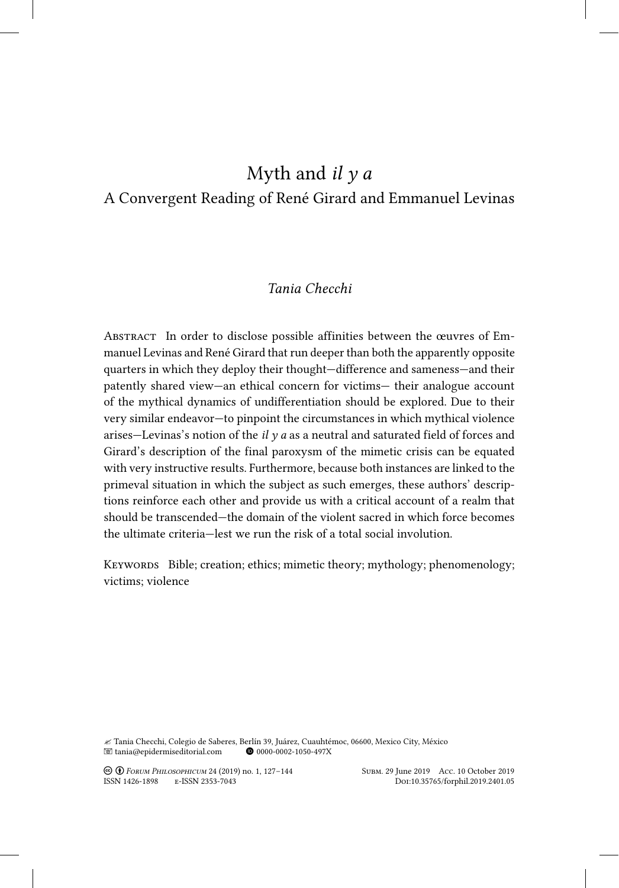# Myth and *il y a*

## A Convergent Reading of René Girard and Emmanuel Levinas

*Tania Checchi*

Abstract In order to disclose possible affinities between the œuvres of Emmanuel Levinas and René Girard that run deeper than both the apparently opposite quarters in which they deploy their thought—difference and sameness—and their patently shared view—an ethical concern for victims— their analogue account of the mythical dynamics of undifferentiation should be explored. Due to their very similar endeavor—to pinpoint the circumstances in which mythical violence arises—Levinas's notion of the *il y a* as a neutral and saturated field of forces and Girard's description of the final paroxysm of the mimetic crisis can be equated with very instructive results. Furthermore, because both instances are linked to the primeval situation in which the subject as such emerges, these authors' descriptions reinforce each other and provide us with a critical account of a realm that should be transcended—the domain of the violent sacred in which force becomes the ultimate criteria—lest we run the risk of a total social involution.

Keywords Bible; creation; ethics; mimetic theory; mythology; phenomenology; victims; violence

✍ Tania Checchi, Colegio de Saberes, Berlín 39, Juárez, Cuauhtémoc, 06600, Mexico City, México
tania@epidermiseditorial.com 0000-0002-1050-497X

*Forum Philosophicum* 24 (2019) no. 1, 127–144
ISSN 1426-1898 e-ISSN 2353-7043

Subm. 29 June 2019 Acc. 10 October 2019
Doi:10.35765/forphil.2019.2401.05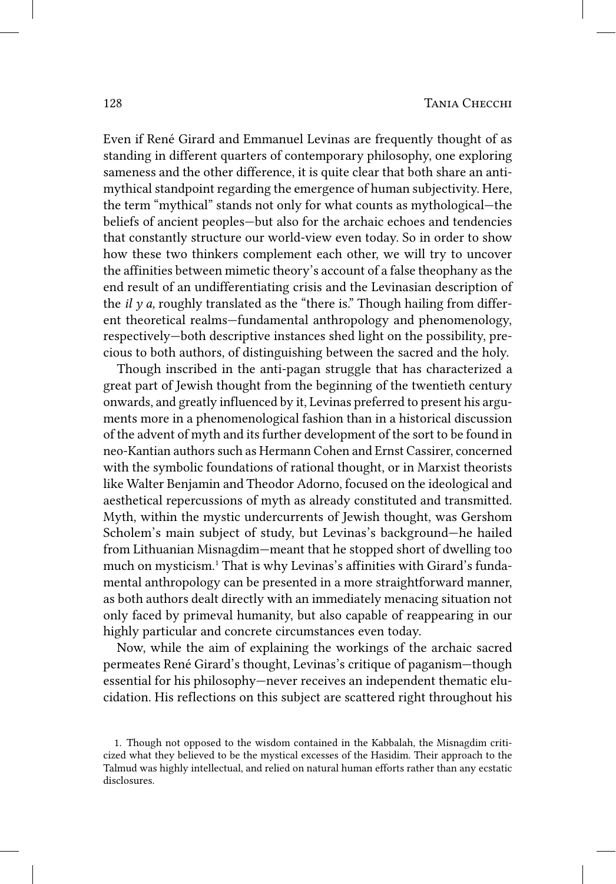Even if René Girard and Emmanuel Levinas are frequently thought of as standing in different quarters of contemporary philosophy, one exploring sameness and the other difference, it is quite clear that both share an anti-mythical standpoint regarding the emergence of human subjectivity. Here, the term "mythical" stands not only for what counts as mythological—the beliefs of ancient peoples—but also for the archaic echoes and tendencies that constantly structure our world-view even today. So in order to show how these two thinkers complement each other, we will try to uncover the affinities between mimetic theory's account of a false theophany as the end result of an undifferentiating crisis and the Levinasian description of the *il y a,* roughly translated as the "there is." Though hailing from different theoretical realms—fundamental anthropology and phenomenology, respectively—both descriptive instances shed light on the possibility, precious to both authors, of distinguishing between the sacred and the holy.

Though inscribed in the anti-pagan struggle that has characterized a great part of Jewish thought from the beginning of the twentieth century onwards, and greatly influenced by it, Levinas preferred to present his arguments more in a phenomenological fashion than in a historical discussion of the advent of myth and its further development of the sort to be found in neo-Kantian authors such as Hermann Cohen and Ernst Cassirer, concerned with the symbolic foundations of rational thought, or in Marxist theorists like Walter Benjamin and Theodor Adorno, focused on the ideological and aesthetical repercussions of myth as already constituted and transmitted. Myth, within the mystic undercurrents of Jewish thought, was Gershom Scholem's main subject of study, but Levinas's background—he hailed from Lithuanian Misnagdim—meant that he stopped short of dwelling too much on mysticism.[1] That is why Levinas's affinities with Girard's fundamental anthropology can be presented in a more straightforward manner, as both authors dealt directly with an immediately menacing situation not only faced by primeval humanity, but also capable of reappearing in our highly particular and concrete circumstances even today.

Now, while the aim of explaining the workings of the archaic sacred permeates René Girard's thought, Levinas's critique of paganism—though essential for his philosophy—never receives an independent thematic elucidation. His reflections on this subject are scattered right throughout his

1. Though not opposed to the wisdom contained in the Kabbalah, the Misnagdim criticized what they believed to be the mystical excesses of the Hasidim. Their approach to the Talmud was highly intellectual, and relied on natural human efforts rather than any ecstatic disclosures.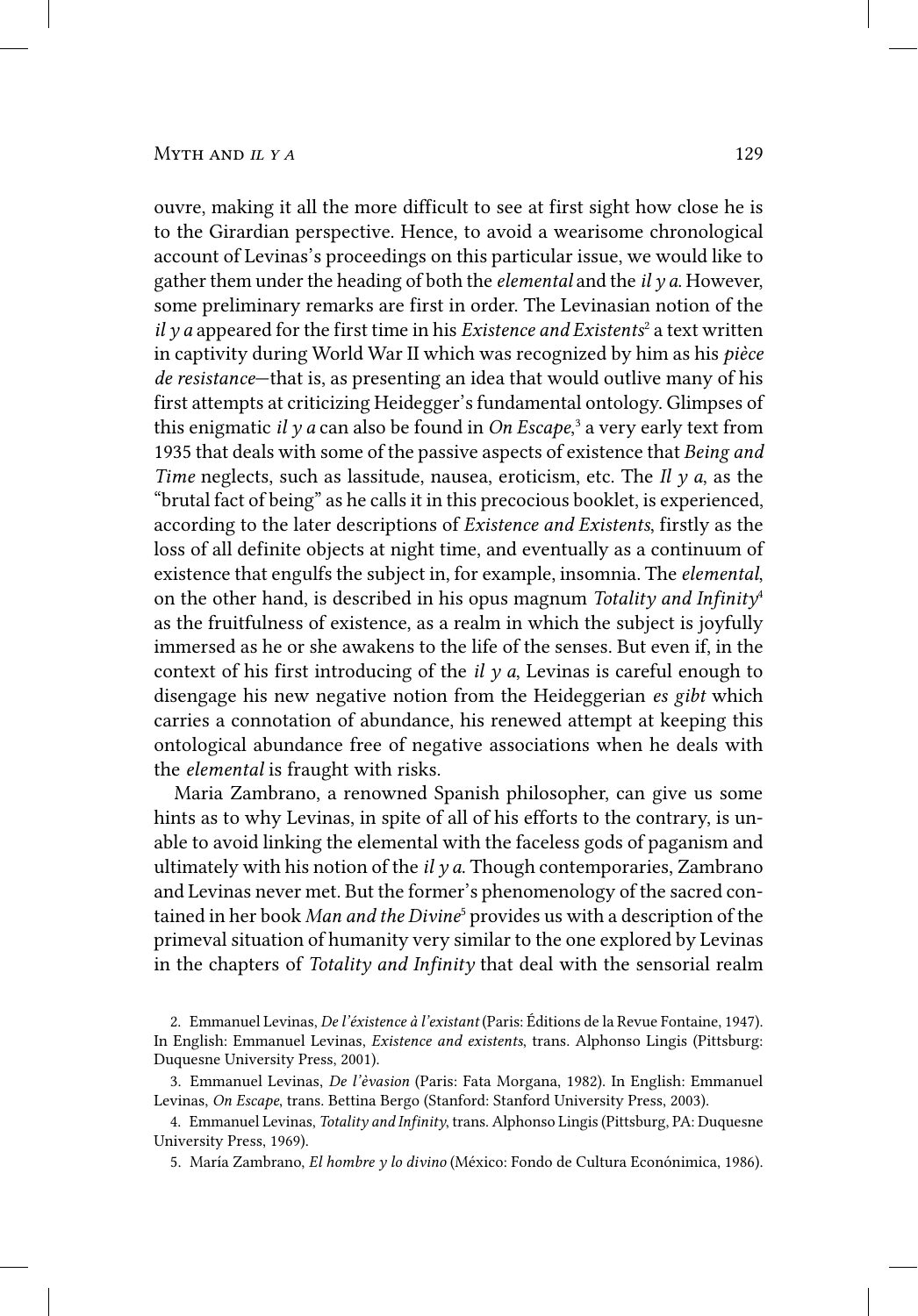ouvre, making it all the more difficult to see at first sight how close he is to the Girardian perspective. Hence, to avoid a wearisome chronological account of Levinas's proceedings on this particular issue, we would like to gather them under the heading of both the *elemental* and the *il y a*. However, some preliminary remarks are first in order. The Levinasian notion of the *il y a* appeared for the first time in his *Existence and Existents*[2] a text written in captivity during World War II which was recognized by him as his *pièce de resistance*—that is, as presenting an idea that would outlive many of his first attempts at criticizing Heidegger's fundamental ontology. Glimpses of this enigmatic *il y a* can also be found in *On Escape*,[3] a very early text from 1935 that deals with some of the passive aspects of existence that *Being and Time* neglects, such as lassitude, nausea, eroticism, etc. The *Il y a*, as the "brutal fact of being" as he calls it in this precocious booklet, is experienced, according to the later descriptions of *Existence and Existents*, firstly as the loss of all definite objects at night time, and eventually as a continuum of existence that engulfs the subject in, for example, insomnia. The *elemental*, on the other hand, is described in his opus magnum *Totality and Infinity*[4] as the fruitfulness of existence, as a realm in which the subject is joyfully immersed as he or she awakens to the life of the senses. But even if, in the context of his first introducing of the *il y a*, Levinas is careful enough to disengage his new negative notion from the Heideggerian *es gibt* which carries a connotation of abundance, his renewed attempt at keeping this ontological abundance free of negative associations when he deals with the *elemental* is fraught with risks.

Maria Zambrano, a renowned Spanish philosopher, can give us some hints as to why Levinas, in spite of all of his efforts to the contrary, is unable to avoid linking the elemental with the faceless gods of paganism and ultimately with his notion of the *il y a*. Though contemporaries, Zambrano and Levinas never met. But the former's phenomenology of the sacred contained in her book *Man and the Divine*[5] provides us with a description of the primeval situation of humanity very similar to the one explored by Levinas in the chapters of *Totality and Infinity* that deal with the sensorial realm

2. Emmanuel Levinas, *De l'éxistence à l'existant* (Paris: Éditions de la Revue Fontaine, 1947). In English: Emmanuel Levinas, *Existence and existents*, trans. Alphonso Lingis (Pittsburg: Duquesne University Press, 2001).

3. Emmanuel Levinas, *De l'èvasion* (Paris: Fata Morgana, 1982). In English: Emmanuel Levinas, *On Escape*, trans. Bettina Bergo (Stanford: Stanford University Press, 2003).

4. Emmanuel Levinas, *Totality and Infinity*, trans. Alphonso Lingis (Pittsburg, PA: Duquesne University Press, 1969).

5. María Zambrano, *El hombre y lo divino* (México: Fondo de Cultura Econónimica, 1986).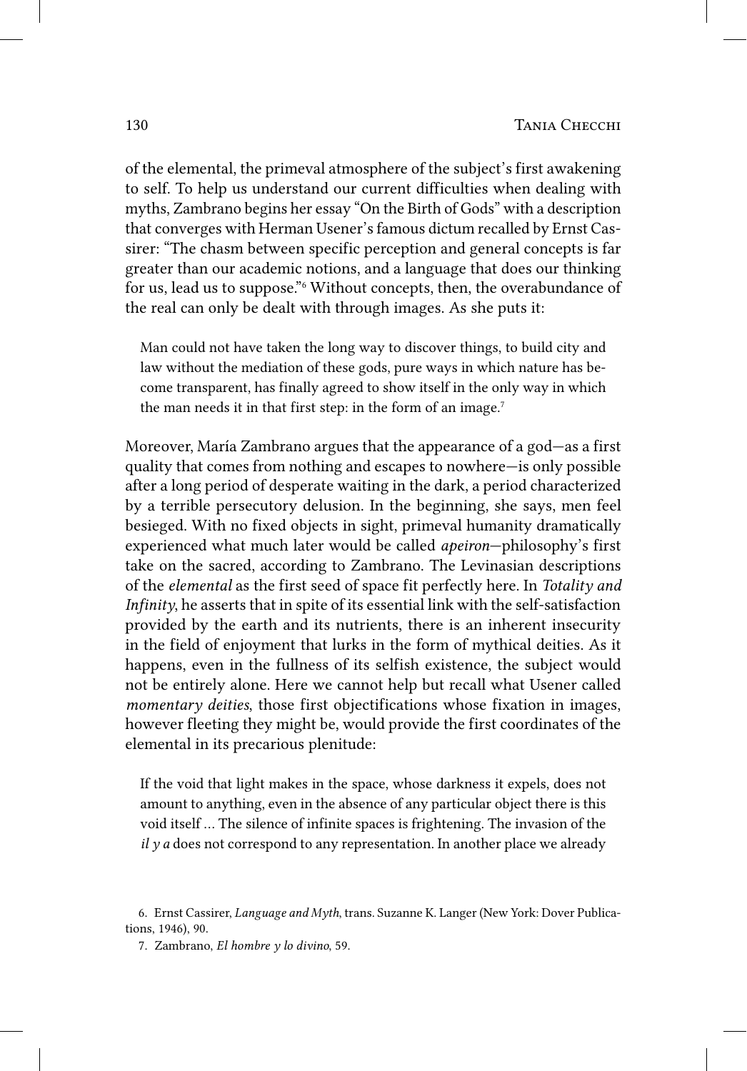of the elemental, the primeval atmosphere of the subject's first awakening to self. To help us understand our current difficulties when dealing with myths, Zambrano begins her essay "On the Birth of Gods" with a description that converges with Herman Usener's famous dictum recalled by Ernst Cassirer: "The chasm between specific perception and general concepts is far greater than our academic notions, and a language that does our thinking for us, lead us to suppose."[6] Without concepts, then, the overabundance of the real can only be dealt with through images. As she puts it:

> Man could not have taken the long way to discover things, to build city and law without the mediation of these gods, pure ways in which nature has become transparent, has finally agreed to show itself in the only way in which the man needs it in that first step: in the form of an image.[7]

Moreover, María Zambrano argues that the appearance of a god—as a first quality that comes from nothing and escapes to nowhere—is only possible after a long period of desperate waiting in the dark, a period characterized by a terrible persecutory delusion. In the beginning, she says, men feel besieged. With no fixed objects in sight, primeval humanity dramatically experienced what much later would be called *apeiron*—philosophy's first take on the sacred, according to Zambrano. The Levinasian descriptions of the *elemental* as the first seed of space fit perfectly here. In *Totality and Infinity*, he asserts that in spite of its essential link with the self-satisfaction provided by the earth and its nutrients, there is an inherent insecurity in the field of enjoyment that lurks in the form of mythical deities. As it happens, even in the fullness of its selfish existence, the subject would not be entirely alone. Here we cannot help but recall what Usener called *momentary deities*, those first objectifications whose fixation in images, however fleeting they might be, would provide the first coordinates of the elemental in its precarious plenitude:

> If the void that light makes in the space, whose darkness it expels, does not amount to anything, even in the absence of any particular object there is this void itself ... The silence of infinite spaces is frightening. The invasion of the *il y a* does not correspond to any representation. In another place we already

6. Ernst Cassirer, *Language and Myth*, trans. Suzanne K. Langer (New York: Dover Publications, 1946), 90.

7. Zambrano, *El hombre y lo divino*, 59.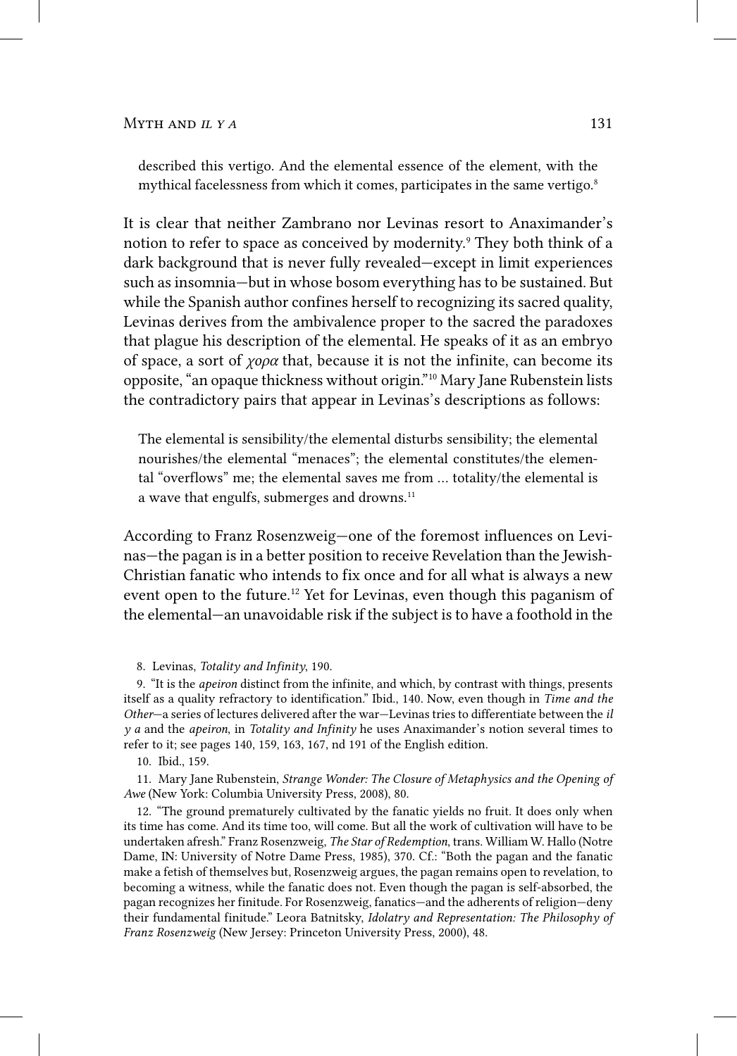described this vertigo. And the elemental essence of the element, with the mythical facelessness from which it comes, participates in the same vertigo.[8]

It is clear that neither Zambrano nor Levinas resort to Anaximander's notion to refer to space as conceived by modernity.[9] They both think of a dark background that is never fully revealed—except in limit experiences such as insomnia—but in whose bosom everything has to be sustained. But while the Spanish author confines herself to recognizing its sacred quality, Levinas derives from the ambivalence proper to the sacred the paradoxes that plague his description of the elemental. He speaks of it as an embryo of space, a sort of *χορα* that, because it is not the infinite, can become its opposite, "an opaque thickness without origin."[10] Mary Jane Rubenstein lists the contradictory pairs that appear in Levinas's descriptions as follows:

> The elemental is sensibility/the elemental disturbs sensibility; the elemental nourishes/the elemental "menaces"; the elemental constitutes/the elemental "overflows" me; the elemental saves me from … totality/the elemental is a wave that engulfs, submerges and drowns.[11]

According to Franz Rosenzweig—one of the foremost influences on Levinas—the pagan is in a better position to receive Revelation than the Jewish-Christian fanatic who intends to fix once and for all what is always a new event open to the future.[12] Yet for Levinas, even though this paganism of the elemental—an unavoidable risk if the subject is to have a foothold in the

8. Levinas, *Totality and Infinity*, 190.

9. "It is the *apeiron* distinct from the infinite, and which, by contrast with things, presents itself as a quality refractory to identification." Ibid., 140. Now, even though in *Time and the Other*—a series of lectures delivered after the war—Levinas tries to differentiate between the *il y a* and the *apeiron*, in *Totality and Infinity* he uses Anaximander's notion several times to refer to it; see pages 140, 159, 163, 167, nd 191 of the English edition.

10. Ibid., 159.

11. Mary Jane Rubenstein, *Strange Wonder: The Closure of Metaphysics and the Opening of Awe* (New York: Columbia University Press, 2008), 80.

12. "The ground prematurely cultivated by the fanatic yields no fruit. It does only when its time has come. And its time too, will come. But all the work of cultivation will have to be undertaken afresh." Franz Rosenzweig, *The Star of Redemption*, trans. William W. Hallo (Notre Dame, IN: University of Notre Dame Press, 1985), 370. Cf.: "Both the pagan and the fanatic make a fetish of themselves but, Rosenzweig argues, the pagan remains open to revelation, to becoming a witness, while the fanatic does not. Even though the pagan is self-absorbed, the pagan recognizes her finitude. For Rosenzweig, fanatics—and the adherents of religion—deny their fundamental finitude." Leora Batnitsky, *Idolatry and Representation: The Philosophy of Franz Rosenzweig* (New Jersey: Princeton University Press, 2000), 48.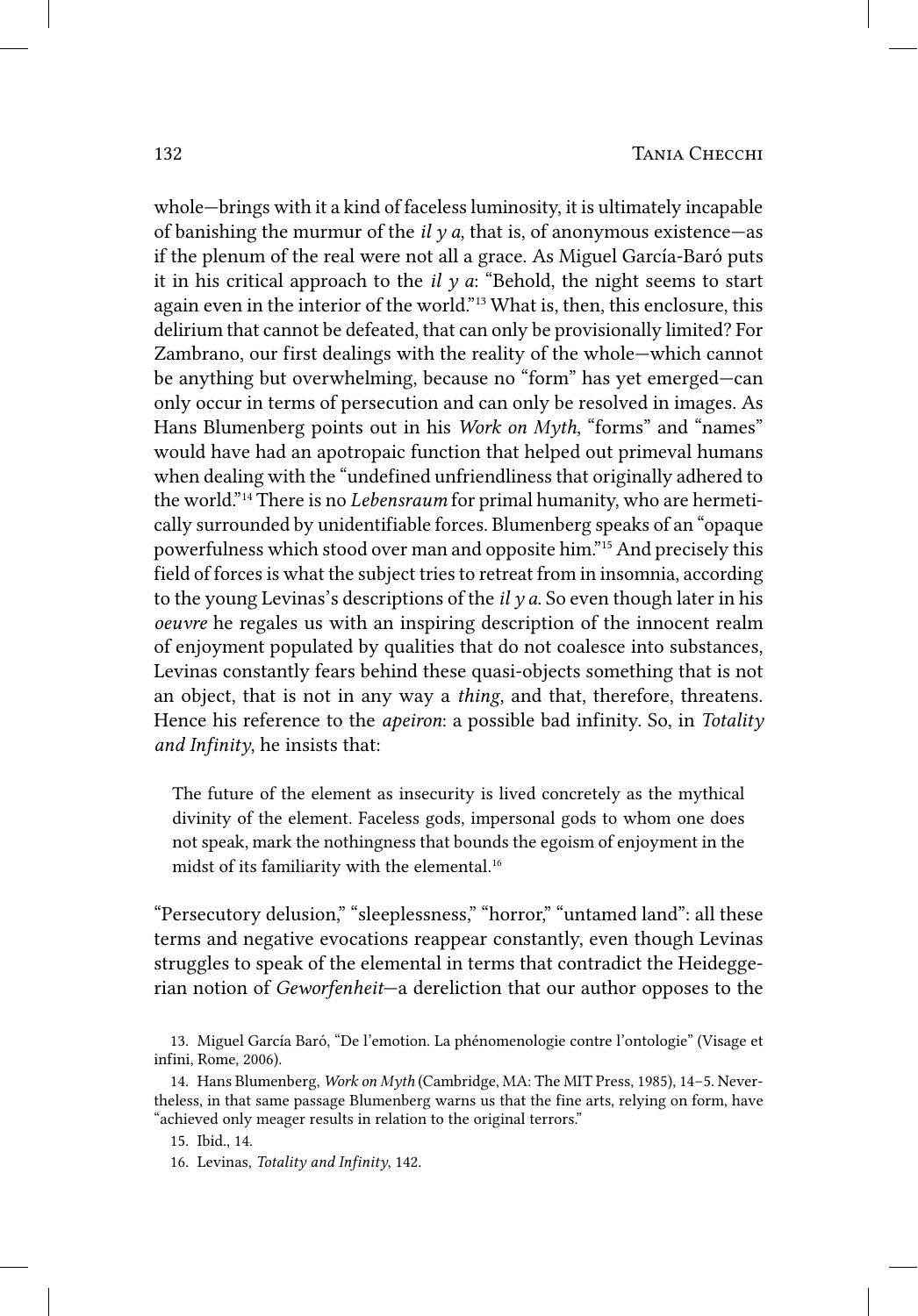whole—brings with it a kind of faceless luminosity, it is ultimately incapable of banishing the murmur of the *il y a*, that is, of anonymous existence—as if the plenum of the real were not all a grace. As Miguel García-Baró puts it in his critical approach to the *il y a*: "Behold, the night seems to start again even in the interior of the world."[13] What is, then, this enclosure, this delirium that cannot be defeated, that can only be provisionally limited? For Zambrano, our first dealings with the reality of the whole—which cannot be anything but overwhelming, because no "form" has yet emerged—can only occur in terms of persecution and can only be resolved in images. As Hans Blumenberg points out in his *Work on Myth*, "forms" and "names" would have had an apotropaic function that helped out primeval humans when dealing with the "undefined unfriendliness that originally adhered to the world."[14] There is no *Lebensraum* for primal humanity, who are hermetically surrounded by unidentifiable forces. Blumenberg speaks of an "opaque powerfulness which stood over man and opposite him."[15] And precisely this field of forces is what the subject tries to retreat from in insomnia, according to the young Levinas's descriptions of the *il y a*. So even though later in his *oeuvre* he regales us with an inspiring description of the innocent realm of enjoyment populated by qualities that do not coalesce into substances, Levinas constantly fears behind these quasi-objects something that is not an object, that is not in any way a *thing*, and that, therefore, threatens. Hence his reference to the *apeiron*: a possible bad infinity. So, in *Totality and Infinity*, he insists that:

> The future of the element as insecurity is lived concretely as the mythical divinity of the element. Faceless gods, impersonal gods to whom one does not speak, mark the nothingness that bounds the egoism of enjoyment in the midst of its familiarity with the elemental.[16]

"Persecutory delusion," "sleeplessness," "horror," "untamed land": all these terms and negative evocations reappear constantly, even though Levinas struggles to speak of the elemental in terms that contradict the Heideggerian notion of *Geworfenheit*—a dereliction that our author opposes to the

13. Miguel García Baró, "De l'emotion. La phénomenologie contre l'ontologie" (Visage et infini, Rome, 2006).

14. Hans Blumenberg, *Work on Myth* (Cambridge, MA: The MIT Press, 1985), 14–5. Nevertheless, in that same passage Blumenberg warns us that the fine arts, relying on form, have "achieved only meager results in relation to the original terrors."

15. Ibid., 14.

16. Levinas, *Totality and Infinity*, 142.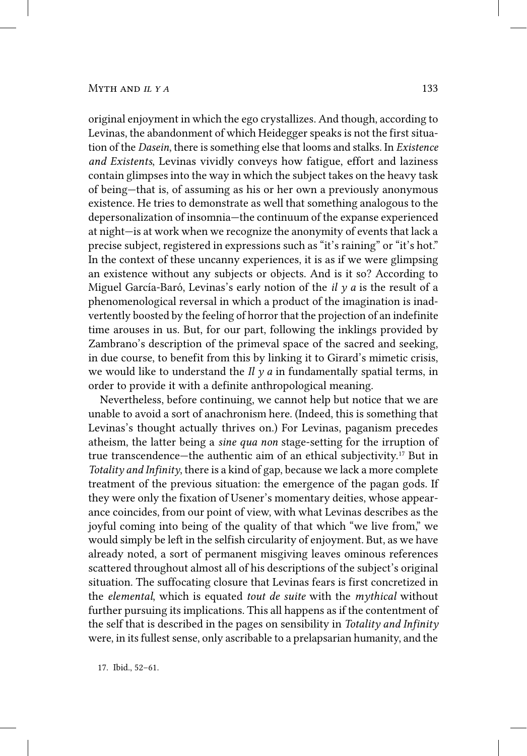original enjoyment in which the ego crystallizes. And though, according to Levinas, the abandonment of which Heidegger speaks is not the first situation of the *Dasein*, there is something else that looms and stalks. In *Existence and Existents*, Levinas vividly conveys how fatigue, effort and laziness contain glimpses into the way in which the subject takes on the heavy task of being—that is, of assuming as his or her own a previously anonymous existence. He tries to demonstrate as well that something analogous to the depersonalization of insomnia—the continuum of the expanse experienced at night—is at work when we recognize the anonymity of events that lack a precise subject, registered in expressions such as "it's raining" or "it's hot." In the context of these uncanny experiences, it is as if we were glimpsing an existence without any subjects or objects. And is it so? According to Miguel García-Baró, Levinas's early notion of the *il y a* is the result of a phenomenological reversal in which a product of the imagination is inadvertently boosted by the feeling of horror that the projection of an indefinite time arouses in us. But, for our part, following the inklings provided by Zambrano's description of the primeval space of the sacred and seeking, in due course, to benefit from this by linking it to Girard's mimetic crisis, we would like to understand the *Il y a* in fundamentally spatial terms, in order to provide it with a definite anthropological meaning.

Nevertheless, before continuing, we cannot help but notice that we are unable to avoid a sort of anachronism here. (Indeed, this is something that Levinas's thought actually thrives on.) For Levinas, paganism precedes atheism, the latter being a *sine qua non* stage-setting for the irruption of true transcendence—the authentic aim of an ethical subjectivity.[17] But in *Totality and Infinity*, there is a kind of gap, because we lack a more complete treatment of the previous situation: the emergence of the pagan gods. If they were only the fixation of Usener's momentary deities, whose appearance coincides, from our point of view, with what Levinas describes as the joyful coming into being of the quality of that which "we live from," we would simply be left in the selfish circularity of enjoyment. But, as we have already noted, a sort of permanent misgiving leaves ominous references scattered throughout almost all of his descriptions of the subject's original situation. The suffocating closure that Levinas fears is first concretized in the *elemental*, which is equated *tout de suite* with the *mythical* without further pursuing its implications. This all happens as if the contentment of the self that is described in the pages on sensibility in *Totality and Infinity* were, in its fullest sense, only ascribable to a prelapsarian humanity, and the

17. Ibid., 52–61.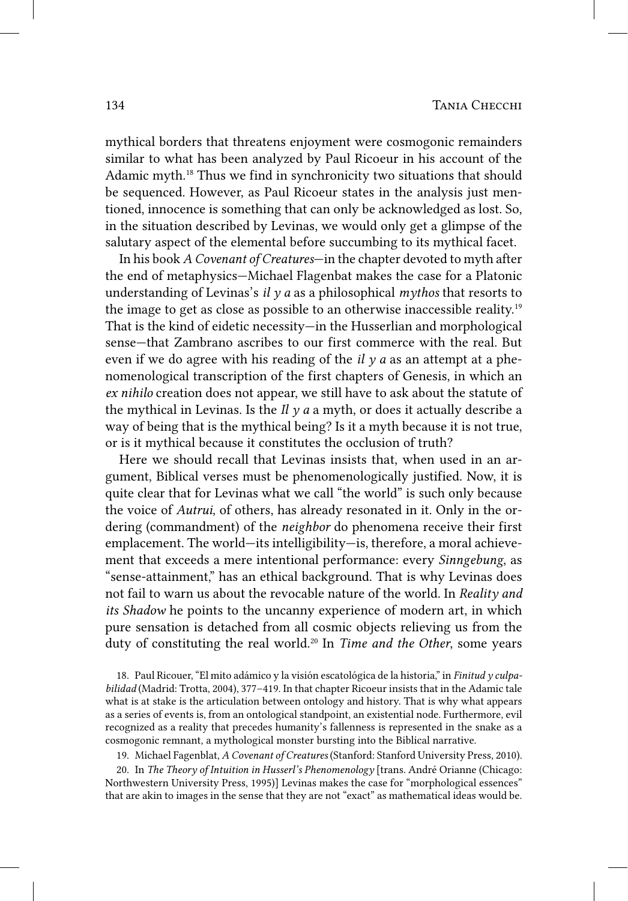mythical borders that threatens enjoyment were cosmogonic remainders similar to what has been analyzed by Paul Ricoeur in his account of the Adamic myth.[18] Thus we find in synchronicity two situations that should be sequenced. However, as Paul Ricoeur states in the analysis just mentioned, innocence is something that can only be acknowledged as lost. So, in the situation described by Levinas, we would only get a glimpse of the salutary aspect of the elemental before succumbing to its mythical facet.

In his book *A Covenant of Creatures*—in the chapter devoted to myth after the end of metaphysics—Michael Flagenbat makes the case for a Platonic understanding of Levinas's *il y a* as a philosophical *mythos* that resorts to the image to get as close as possible to an otherwise inaccessible reality.[19] That is the kind of eidetic necessity—in the Husserlian and morphological sense—that Zambrano ascribes to our first commerce with the real. But even if we do agree with his reading of the *il y a* as an attempt at a phenomenological transcription of the first chapters of Genesis, in which an *ex nihilo* creation does not appear, we still have to ask about the statute of the mythical in Levinas. Is the *Il y a* a myth, or does it actually describe a way of being that is the mythical being? Is it a myth because it is not true, or is it mythical because it constitutes the occlusion of truth?

Here we should recall that Levinas insists that, when used in an argument, Biblical verses must be phenomenologically justified. Now, it is quite clear that for Levinas what we call "the world" is such only because the voice of *Autrui*, of others, has already resonated in it. Only in the ordering (commandment) of the *neighbor* do phenomena receive their first emplacement. The world—its intelligibility—is, therefore, a moral achievement that exceeds a mere intentional performance: every *Sinngebung*, as "sense-attainment," has an ethical background. That is why Levinas does not fail to warn us about the revocable nature of the world. In *Reality and its Shadow* he points to the uncanny experience of modern art, in which pure sensation is detached from all cosmic objects relieving us from the duty of constituting the real world.[20] In *Time and the Other*, some years

18. Paul Ricouer, "El mito adámico y la visión escatológica de la historia," in *Finitud y culpabilidad* (Madrid: Trotta, 2004), 377–419. In that chapter Ricoeur insists that in the Adamic tale what is at stake is the articulation between ontology and history. That is why what appears as a series of events is, from an ontological standpoint, an existential node. Furthermore, evil recognized as a reality that precedes humanity's fallenness is represented in the snake as a cosmogonic remnant, a mythological monster bursting into the Biblical narrative.

19. Michael Fagenblat, *A Covenant of Creatures* (Stanford: Stanford University Press, 2010).

20. In *The Theory of Intuition in Husserl's Phenomenology* [trans. André Orianne (Chicago: Northwestern University Press, 1995)] Levinas makes the case for "morphological essences" that are akin to images in the sense that they are not "exact" as mathematical ideas would be.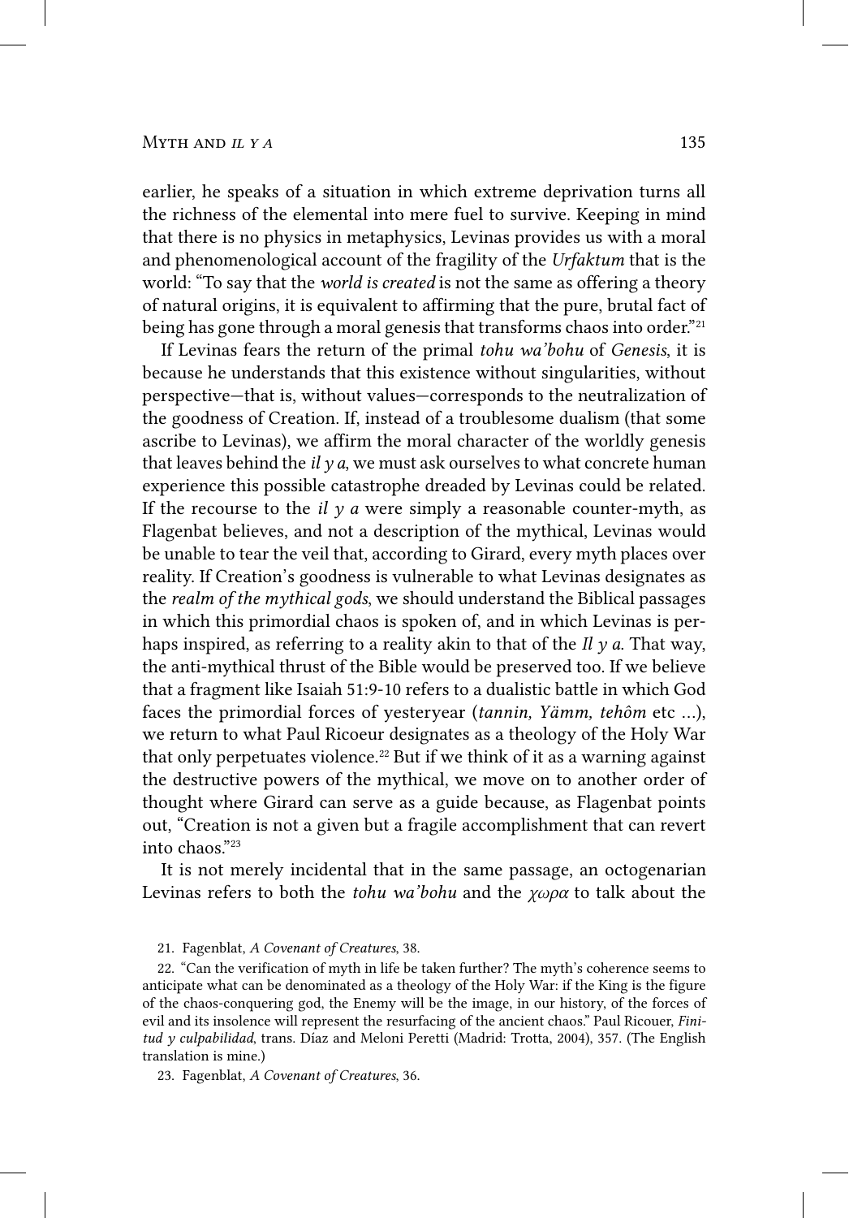earlier, he speaks of a situation in which extreme deprivation turns all the richness of the elemental into mere fuel to survive. Keeping in mind that there is no physics in metaphysics, Levinas provides us with a moral and phenomenological account of the fragility of the *Urfaktum* that is the world: "To say that the *world is created* is not the same as offering a theory of natural origins, it is equivalent to affirming that the pure, brutal fact of being has gone through a moral genesis that transforms chaos into order."[21]

If Levinas fears the return of the primal *tohu wa'bohu* of *Genesis*, it is because he understands that this existence without singularities, without perspective—that is, without values—corresponds to the neutralization of the goodness of Creation. If, instead of a troublesome dualism (that some ascribe to Levinas), we affirm the moral character of the worldly genesis that leaves behind the *il y a*, we must ask ourselves to what concrete human experience this possible catastrophe dreaded by Levinas could be related. If the recourse to the *il y a* were simply a reasonable counter-myth, as Flagenbat believes, and not a description of the mythical, Levinas would be unable to tear the veil that, according to Girard, every myth places over reality. If Creation's goodness is vulnerable to what Levinas designates as the *realm of the mythical gods*, we should understand the Biblical passages in which this primordial chaos is spoken of, and in which Levinas is perhaps inspired, as referring to a reality akin to that of the *Il y a*. That way, the anti-mythical thrust of the Bible would be preserved too. If we believe that a fragment like Isaiah 51:9-10 refers to a dualistic battle in which God faces the primordial forces of yesteryear (*tannin, Yämm, tehôm* etc ...), we return to what Paul Ricoeur designates as a theology of the Holy War that only perpetuates violence.[22] But if we think of it as a warning against the destructive powers of the mythical, we move on to another order of thought where Girard can serve as a guide because, as Flagenbat points out, "Creation is not a given but a fragile accomplishment that can revert into chaos."[23]

It is not merely incidental that in the same passage, an octogenarian Levinas refers to both the *tohu wa'bohu* and the *χωρα* to talk about the

21. Fagenblat, *A Covenant of Creatures*, 38.

22. "Can the verification of myth in life be taken further? The myth's coherence seems to anticipate what can be denominated as a theology of the Holy War: if the King is the figure of the chaos-conquering god, the Enemy will be the image, in our history, of the forces of evil and its insolence will represent the resurfacing of the ancient chaos." Paul Ricouer, *Finitud y culpabilidad*, trans. Díaz and Meloni Peretti (Madrid: Trotta, 2004), 357. (The English translation is mine.)

23. Fagenblat, *A Covenant of Creatures*, 36.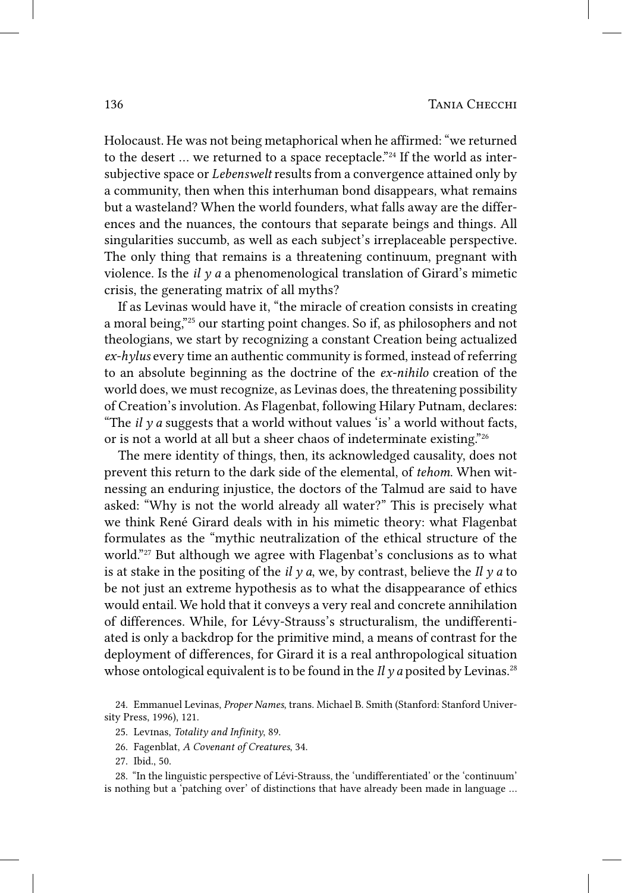Holocaust. He was not being metaphorical when he affirmed: "we returned to the desert … we returned to a space receptacle."[24] If the world as intersubjective space or *Lebenswelt* results from a convergence attained only by a community, then when this interhuman bond disappears, what remains but a wasteland? When the world founders, what falls away are the differences and the nuances, the contours that separate beings and things. All singularities succumb, as well as each subject's irreplaceable perspective. The only thing that remains is a threatening continuum, pregnant with violence. Is the *il y a* a phenomenological translation of Girard's mimetic crisis, the generating matrix of all myths?

If as Levinas would have it, "the miracle of creation consists in creating a moral being,"[25] our starting point changes. So if, as philosophers and not theologians, we start by recognizing a constant Creation being actualized *ex-hylus* every time an authentic community is formed, instead of referring to an absolute beginning as the doctrine of the *ex-nihilo* creation of the world does, we must recognize, as Levinas does, the threatening possibility of Creation's involution. As Flagenbat, following Hilary Putnam, declares: "The *il y a* suggests that a world without values 'is' a world without facts, or is not a world at all but a sheer chaos of indeterminate existing."[26]

The mere identity of things, then, its acknowledged causality, does not prevent this return to the dark side of the elemental, of *tehom*. When witnessing an enduring injustice, the doctors of the Talmud are said to have asked: "Why is not the world already all water?" This is precisely what we think René Girard deals with in his mimetic theory: what Flagenbat formulates as the "mythic neutralization of the ethical structure of the world."[27] But although we agree with Flagenbat's conclusions as to what is at stake in the positing of the *il y a*, we, by contrast, believe the *Il y a* to be not just an extreme hypothesis as to what the disappearance of ethics would entail. We hold that it conveys a very real and concrete annihilation of differences. While, for Lévy-Strauss's structuralism, the undifferentiated is only a backdrop for the primitive mind, a means of contrast for the deployment of differences, for Girard it is a real anthropological situation whose ontological equivalent is to be found in the *Il y a* posited by Levinas.[28]

24. Emmanuel Levinas, *Proper Names*, trans. Michael B. Smith (Stanford: Stanford University Press, 1996), 121.

25. Levinas, *Totality and Infinity*, 89.

26. Fagenblat, *A Covenant of Creatures*, 34.

27. Ibid., 50.

28. "In the linguistic perspective of Lévi-Strauss, the 'undifferentiated' or the 'continuum' is nothing but a 'patching over' of distinctions that have already been made in language …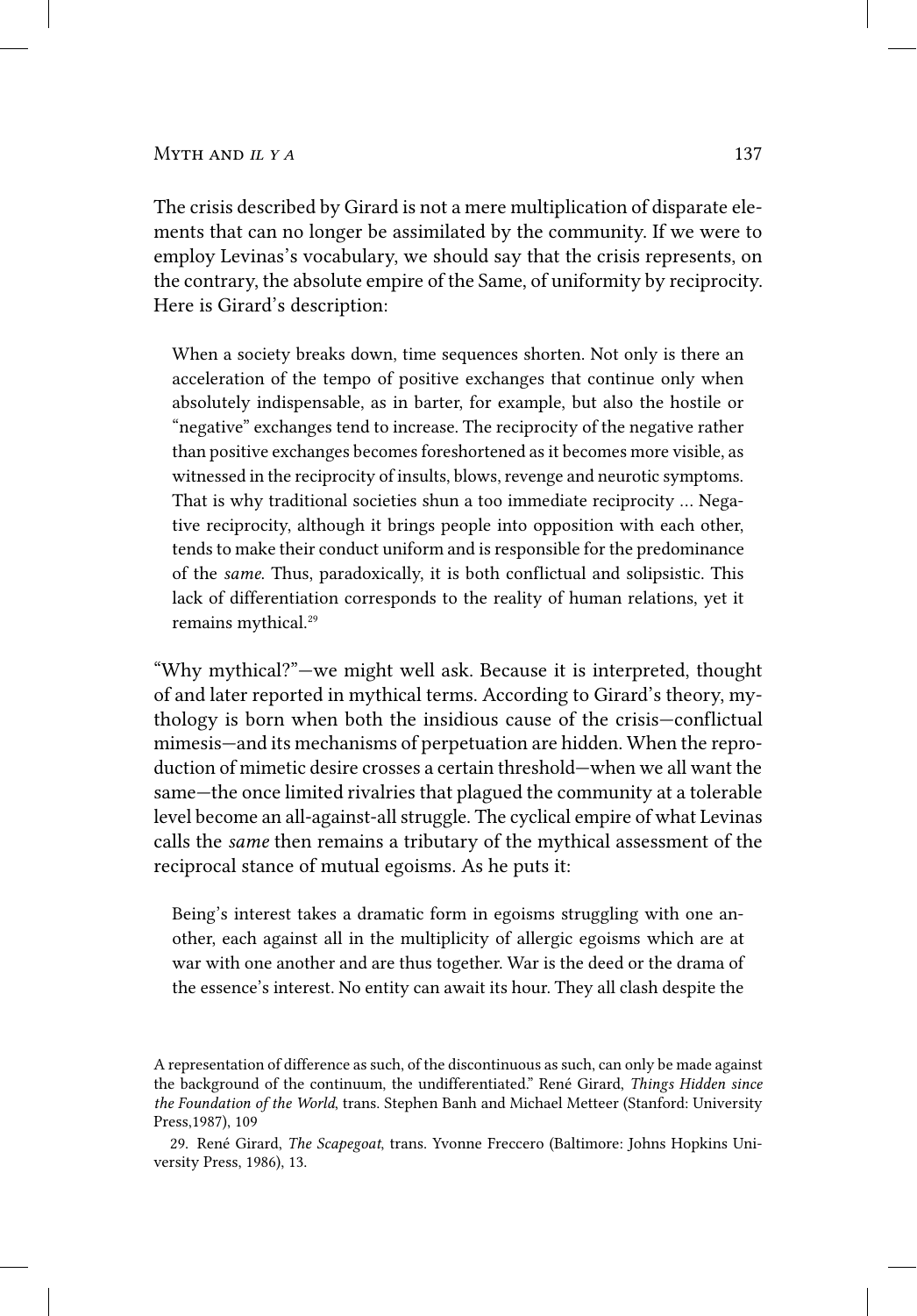The crisis described by Girard is not a mere multiplication of disparate elements that can no longer be assimilated by the community. If we were to employ Levinas's vocabulary, we should say that the crisis represents, on the contrary, the absolute empire of the Same, of uniformity by reciprocity. Here is Girard's description:

> When a society breaks down, time sequences shorten. Not only is there an acceleration of the tempo of positive exchanges that continue only when absolutely indispensable, as in barter, for example, but also the hostile or "negative" exchanges tend to increase. The reciprocity of the negative rather than positive exchanges becomes foreshortened as it becomes more visible, as witnessed in the reciprocity of insults, blows, revenge and neurotic symptoms. That is why traditional societies shun a too immediate reciprocity … Negative reciprocity, although it brings people into opposition with each other, tends to make their conduct uniform and is responsible for the predominance of the *same*. Thus, paradoxically, it is both conflictual and solipsistic. This lack of differentiation corresponds to the reality of human relations, yet it remains mythical.[29]

"Why mythical?"—we might well ask. Because it is interpreted, thought of and later reported in mythical terms. According to Girard's theory, mythology is born when both the insidious cause of the crisis—conflictual mimesis—and its mechanisms of perpetuation are hidden. When the reproduction of mimetic desire crosses a certain threshold—when we all want the same—the once limited rivalries that plagued the community at a tolerable level become an all-against-all struggle. The cyclical empire of what Levinas calls the *same* then remains a tributary of the mythical assessment of the reciprocal stance of mutual egoisms. As he puts it:

> Being's interest takes a dramatic form in egoisms struggling with one another, each against all in the multiplicity of allergic egoisms which are at war with one another and are thus together. War is the deed or the drama of the essence's interest. No entity can await its hour. They all clash despite the

A representation of difference as such, of the discontinuous as such, can only be made against the background of the continuum, the undifferentiated." René Girard, *Things Hidden since the Foundation of the World*, trans. Stephen Banh and Michael Metteer (Stanford: University Press,1987), 109

29. René Girard, *The Scapegoat*, trans. Yvonne Freccero (Baltimore: Johns Hopkins University Press, 1986), 13.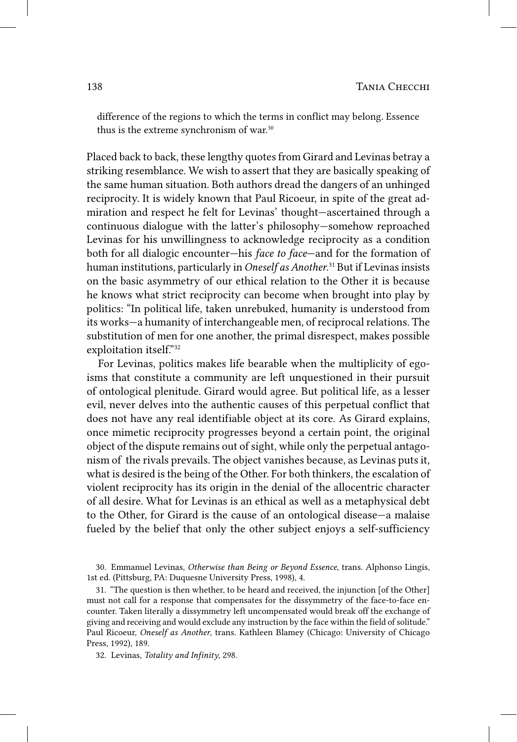> difference of the regions to which the terms in conflict may belong. Essence thus is the extreme synchronism of war.[30]

Placed back to back, these lengthy quotes from Girard and Levinas betray a striking resemblance. We wish to assert that they are basically speaking of the same human situation. Both authors dread the dangers of an unhinged reciprocity. It is widely known that Paul Ricoeur, in spite of the great admiration and respect he felt for Levinas' thought—ascertained through a continuous dialogue with the latter's philosophy—somehow reproached Levinas for his unwillingness to acknowledge reciprocity as a condition both for all dialogic encounter—his *face to face*—and for the formation of human institutions, particularly in *Oneself as Another*.[31] But if Levinas insists on the basic asymmetry of our ethical relation to the Other it is because he knows what strict reciprocity can become when brought into play by politics: "In political life, taken unrebuked, humanity is understood from its works—a humanity of interchangeable men, of reciprocal relations. The substitution of men for one another, the primal disrespect, makes possible exploitation itself."[32]

For Levinas, politics makes life bearable when the multiplicity of egoisms that constitute a community are left unquestioned in their pursuit of ontological plenitude. Girard would agree. But political life, as a lesser evil, never delves into the authentic causes of this perpetual conflict that does not have any real identifiable object at its core. As Girard explains, once mimetic reciprocity progresses beyond a certain point, the original object of the dispute remains out of sight, while only the perpetual antagonism of the rivals prevails. The object vanishes because, as Levinas puts it, what is desired is the being of the Other. For both thinkers, the escalation of violent reciprocity has its origin in the denial of the allocentric character of all desire. What for Levinas is an ethical as well as a metaphysical debt to the Other, for Girard is the cause of an ontological disease—a malaise fueled by the belief that only the other subject enjoys a self-sufficiency

30. Emmanuel Levinas, *Otherwise than Being or Beyond Essence*, trans. Alphonso Lingis, 1st ed. (Pittsburg, PA: Duquesne University Press, 1998), 4.

31. "The question is then whether, to be heard and received, the injunction [of the Other] must not call for a response that compensates for the dissymmetry of the face-to-face encounter. Taken literally a dissymmetry left uncompensated would break off the exchange of giving and receiving and would exclude any instruction by the face within the field of solitude." Paul Ricoeur, *Oneself as Another*, trans. Kathleen Blamey (Chicago: University of Chicago Press, 1992), 189.

32. Levinas, *Totality and Infinity*, 298.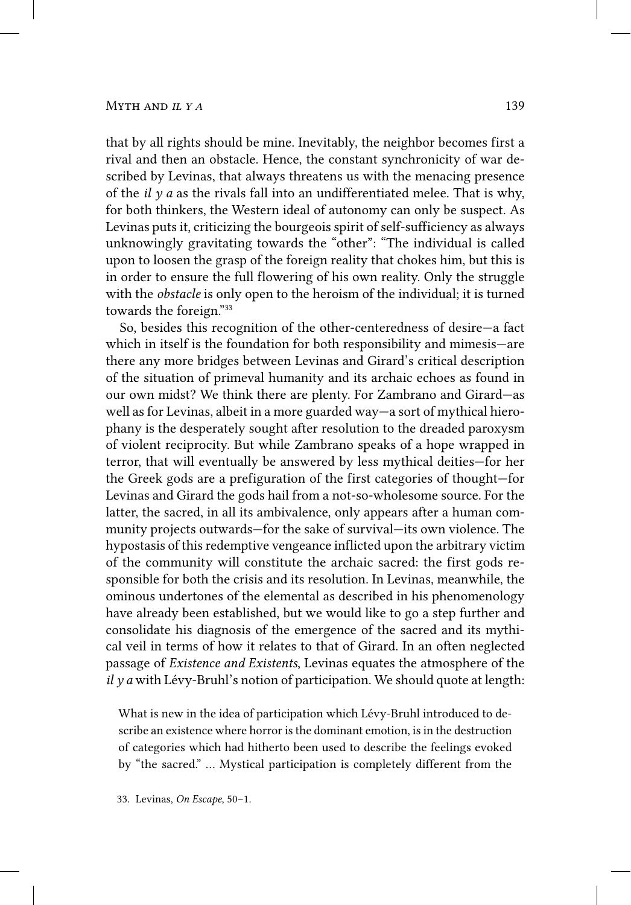that by all rights should be mine. Inevitably, the neighbor becomes first a rival and then an obstacle. Hence, the constant synchronicity of war described by Levinas, that always threatens us with the menacing presence of the *il y a* as the rivals fall into an undifferentiated melee. That is why, for both thinkers, the Western ideal of autonomy can only be suspect. As Levinas puts it, criticizing the bourgeois spirit of self-sufficiency as always unknowingly gravitating towards the "other": "The individual is called upon to loosen the grasp of the foreign reality that chokes him, but this is in order to ensure the full flowering of his own reality. Only the struggle with the *obstacle* is only open to the heroism of the individual; it is turned towards the foreign."[33]

So, besides this recognition of the other-centeredness of desire—a fact which in itself is the foundation for both responsibility and mimesis—are there any more bridges between Levinas and Girard's critical description of the situation of primeval humanity and its archaic echoes as found in our own midst? We think there are plenty. For Zambrano and Girard—as well as for Levinas, albeit in a more guarded way—a sort of mythical hierophany is the desperately sought after resolution to the dreaded paroxysm of violent reciprocity. But while Zambrano speaks of a hope wrapped in terror, that will eventually be answered by less mythical deities—for her the Greek gods are a prefiguration of the first categories of thought—for Levinas and Girard the gods hail from a not-so-wholesome source. For the latter, the sacred, in all its ambivalence, only appears after a human community projects outwards—for the sake of survival—its own violence. The hypostasis of this redemptive vengeance inflicted upon the arbitrary victim of the community will constitute the archaic sacred: the first gods responsible for both the crisis and its resolution. In Levinas, meanwhile, the ominous undertones of the elemental as described in his phenomenology have already been established, but we would like to go a step further and consolidate his diagnosis of the emergence of the sacred and its mythical veil in terms of how it relates to that of Girard. In an often neglected passage of *Existence and Existents*, Levinas equates the atmosphere of the *il y a* with Lévy-Bruhl's notion of participation. We should quote at length:

> What is new in the idea of participation which Lévy-Bruhl introduced to describe an existence where horror is the dominant emotion, is in the destruction of categories which had hitherto been used to describe the feelings evoked by "the sacred." ... Mystical participation is completely different from the

33. Levinas, *On Escape*, 50–1.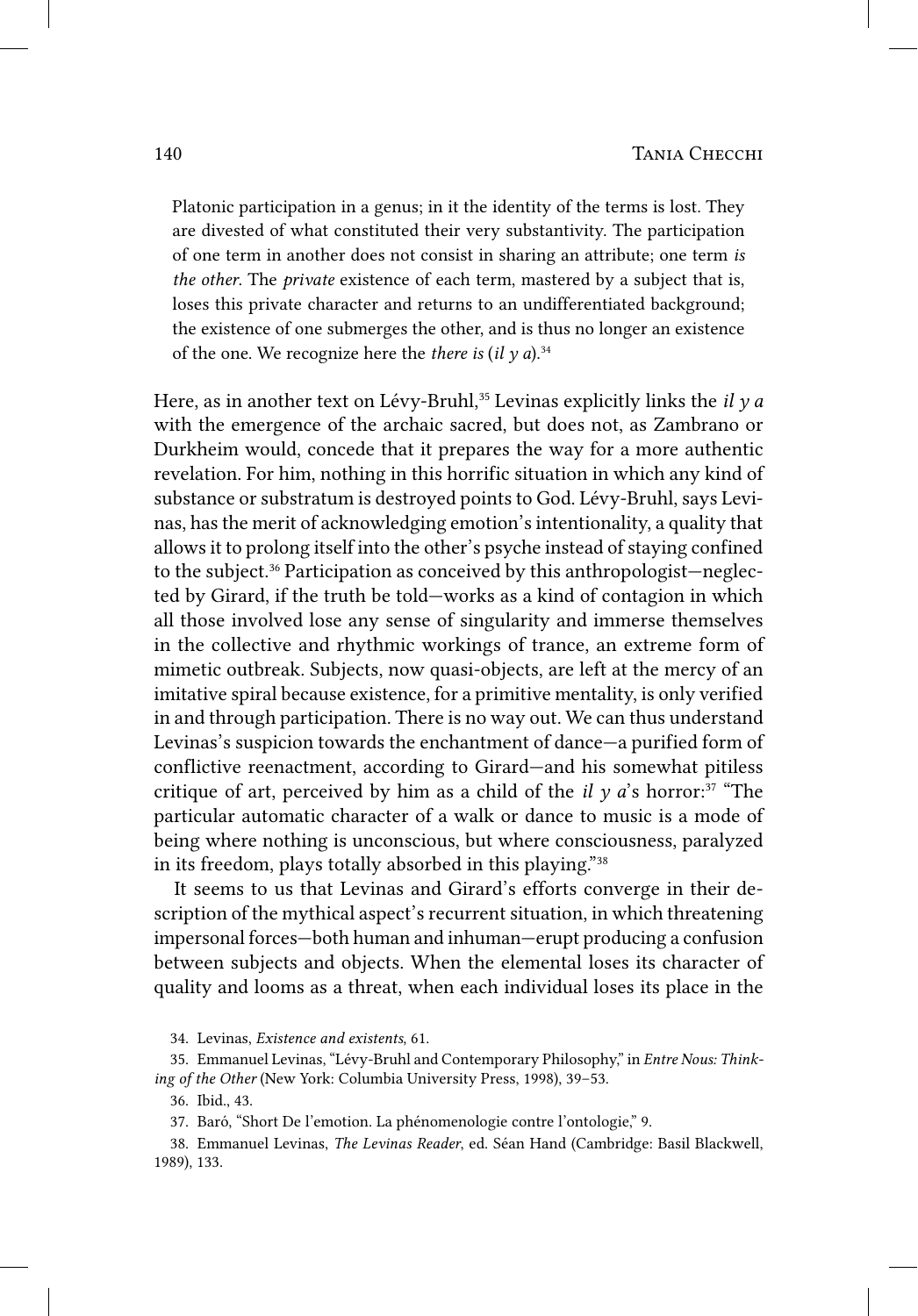> Platonic participation in a genus; in it the identity of the terms is lost. They are divested of what constituted their very substantivity. The participation of one term in another does not consist in sharing an attribute; one term *is the other*. The *private* existence of each term, mastered by a subject that is, loses this private character and returns to an undifferentiated background; the existence of one submerges the other, and is thus no longer an existence of the one. We recognize here the *there is* (*il y a*).[34]

Here, as in another text on Lévy-Bruhl,[35] Levinas explicitly links the *il y a* with the emergence of the archaic sacred, but does not, as Zambrano or Durkheim would, concede that it prepares the way for a more authentic revelation. For him, nothing in this horrific situation in which any kind of substance or substratum is destroyed points to God. Lévy-Bruhl, says Levinas, has the merit of acknowledging emotion's intentionality, a quality that allows it to prolong itself into the other's psyche instead of staying confined to the subject.[36] Participation as conceived by this anthropologist—neglected by Girard, if the truth be told—works as a kind of contagion in which all those involved lose any sense of singularity and immerse themselves in the collective and rhythmic workings of trance, an extreme form of mimetic outbreak. Subjects, now quasi-objects, are left at the mercy of an imitative spiral because existence, for a primitive mentality, is only verified in and through participation. There is no way out. We can thus understand Levinas's suspicion towards the enchantment of dance—a purified form of conflictive reenactment, according to Girard—and his somewhat pitiless critique of art, perceived by him as a child of the *il y a*'s horror:[37] "The particular automatic character of a walk or dance to music is a mode of being where nothing is unconscious, but where consciousness, paralyzed in its freedom, plays totally absorbed in this playing."[38]

It seems to us that Levinas and Girard's efforts converge in their description of the mythical aspect's recurrent situation, in which threatening impersonal forces—both human and inhuman—erupt producing a confusion between subjects and objects. When the elemental loses its character of quality and looms as a threat, when each individual loses its place in the

34. Levinas, *Existence and existents*, 61.

35. Emmanuel Levinas, "Lévy-Bruhl and Contemporary Philosophy," in *Entre Nous: Thinking of the Other* (New York: Columbia University Press, 1998), 39–53.

36. Ibid., 43.

37. Baró, "Short De l'emotion. La phénomenologie contre l'ontologie," 9.

38. Emmanuel Levinas, *The Levinas Reader*, ed. Séan Hand (Cambridge: Basil Blackwell, 1989), 133.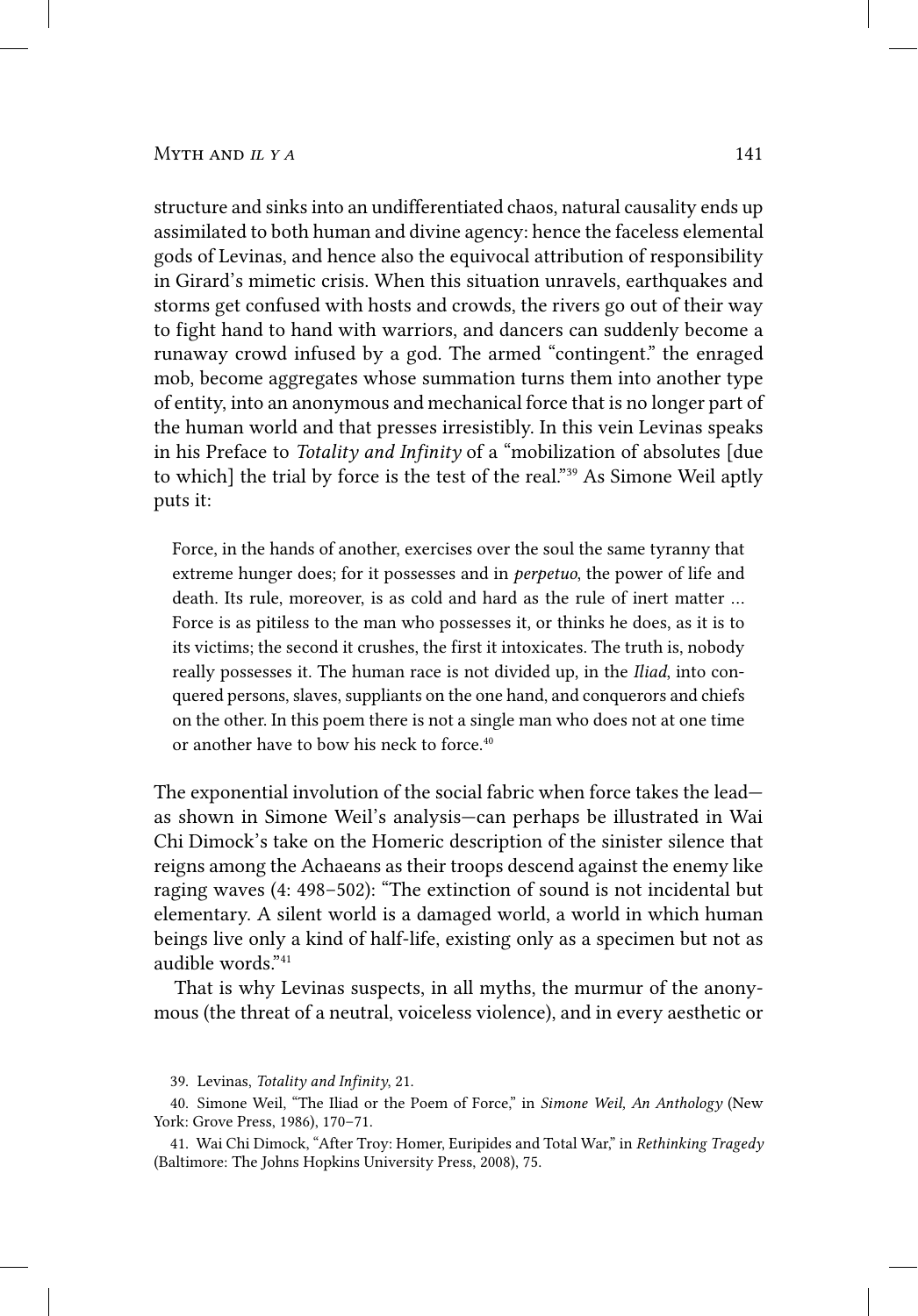structure and sinks into an undifferentiated chaos, natural causality ends up assimilated to both human and divine agency: hence the faceless elemental gods of Levinas, and hence also the equivocal attribution of responsibility in Girard's mimetic crisis. When this situation unravels, earthquakes and storms get confused with hosts and crowds, the rivers go out of their way to fight hand to hand with warriors, and dancers can suddenly become a runaway crowd infused by a god. The armed "contingent." the enraged mob, become aggregates whose summation turns them into another type of entity, into an anonymous and mechanical force that is no longer part of the human world and that presses irresistibly. In this vein Levinas speaks in his Preface to *Totality and Infinity* of a "mobilization of absolutes [due to which] the trial by force is the test of the real."[39] As Simone Weil aptly puts it:

> Force, in the hands of another, exercises over the soul the same tyranny that extreme hunger does; for it possesses and in *perpetuo*, the power of life and death. Its rule, moreover, is as cold and hard as the rule of inert matter … Force is as pitiless to the man who possesses it, or thinks he does, as it is to its victims; the second it crushes, the first it intoxicates. The truth is, nobody really possesses it. The human race is not divided up, in the *Iliad*, into conquered persons, slaves, suppliants on the one hand, and conquerors and chiefs on the other. In this poem there is not a single man who does not at one time or another have to bow his neck to force.[40]

The exponential involution of the social fabric when force takes the lead—as shown in Simone Weil's analysis—can perhaps be illustrated in Wai Chi Dimock's take on the Homeric description of the sinister silence that reigns among the Achaeans as their troops descend against the enemy like raging waves (4: 498–502): "The extinction of sound is not incidental but elementary. A silent world is a damaged world, a world in which human beings live only a kind of half-life, existing only as a specimen but not as audible words."[41]

That is why Levinas suspects, in all myths, the murmur of the anonymous (the threat of a neutral, voiceless violence), and in every aesthetic or

39. Levinas, *Totality and Infinity*, 21.

40. Simone Weil, "The Iliad or the Poem of Force," in *Simone Weil, An Anthology* (New York: Grove Press, 1986), 170–71.

41. Wai Chi Dimock, "After Troy: Homer, Euripides and Total War," in *Rethinking Tragedy* (Baltimore: The Johns Hopkins University Press, 2008), 75.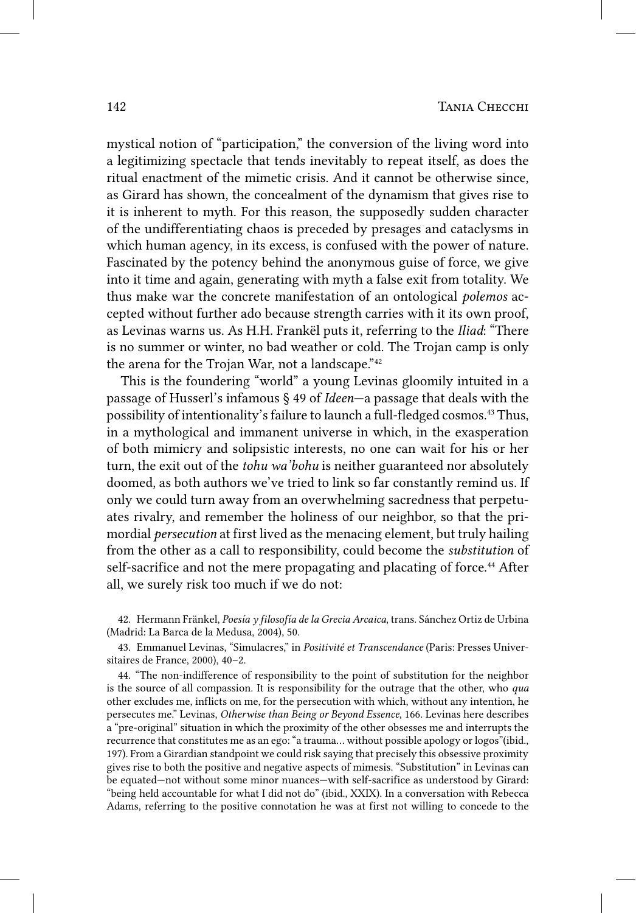mystical notion of "participation," the conversion of the living word into a legitimizing spectacle that tends inevitably to repeat itself, as does the ritual enactment of the mimetic crisis. And it cannot be otherwise since, as Girard has shown, the concealment of the dynamism that gives rise to it is inherent to myth. For this reason, the supposedly sudden character of the undifferentiating chaos is preceded by presages and cataclysms in which human agency, in its excess, is confused with the power of nature. Fascinated by the potency behind the anonymous guise of force, we give into it time and again, generating with myth a false exit from totality. We thus make war the concrete manifestation of an ontological *polemos* accepted without further ado because strength carries with it its own proof, as Levinas warns us. As H.H. Frankël puts it, referring to the *Iliad*: "There is no summer or winter, no bad weather or cold. The Trojan camp is only the arena for the Trojan War, not a landscape."[42]

This is the foundering "world" a young Levinas gloomily intuited in a passage of Husserl's infamous § 49 of *Ideen*—a passage that deals with the possibility of intentionality's failure to launch a full-fledged cosmos.[43] Thus, in a mythological and immanent universe in which, in the exasperation of both mimicry and solipsistic interests, no one can wait for his or her turn, the exit out of the *tohu wa'bohu* is neither guaranteed nor absolutely doomed, as both authors we've tried to link so far constantly remind us. If only we could turn away from an overwhelming sacredness that perpetuates rivalry, and remember the holiness of our neighbor, so that the primordial *persecution* at first lived as the menacing element, but truly hailing from the other as a call to responsibility, could become the *substitution* of self-sacrifice and not the mere propagating and placating of force.[44] After all, we surely risk too much if we do not:

42. Hermann Fränkel, *Poesía y filosofía de la Grecia Arcaica*, trans. Sánchez Ortiz de Urbina (Madrid: La Barca de la Medusa, 2004), 50.

43. Emmanuel Levinas, "Simulacres," in *Positivité et Transcendance* (Paris: Presses Universitaires de France, 2000), 40–2.

44. "The non-indifference of responsibility to the point of substitution for the neighbor is the source of all compassion. It is responsibility for the outrage that the other, who *qua* other excludes me, inflicts on me, for the persecution with which, without any intention, he persecutes me." Levinas, *Otherwise than Being or Beyond Essence*, 166. Levinas here describes a "pre-original" situation in which the proximity of the other obsesses me and interrupts the recurrence that constitutes me as an ego: "a trauma… without possible apology or logos"(ibid., 197). From a Girardian standpoint we could risk saying that precisely this obsessive proximity gives rise to both the positive and negative aspects of mimesis. "Substitution" in Levinas can be equated—not without some minor nuances—with self-sacrifice as understood by Girard: "being held accountable for what I did not do" (ibid., XXIX). In a conversation with Rebecca Adams, referring to the positive connotation he was at first not willing to concede to the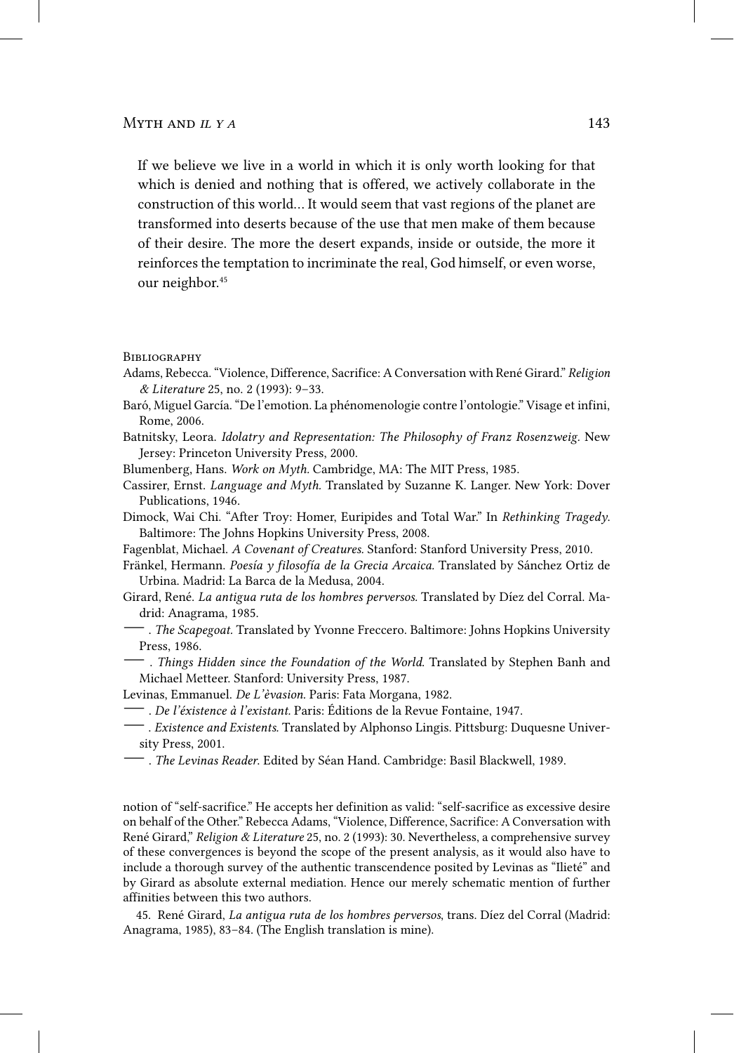> If we believe we live in a world in which it is only worth looking for that which is denied and nothing that is offered, we actively collaborate in the construction of this world… It would seem that vast regions of the planet are transformed into deserts because of the use that men make of them because of their desire. The more the desert expands, inside or outside, the more it reinforces the temptation to incriminate the real, God himself, or even worse, our neighbor.[45]

## Bibliography

Adams, Rebecca. "Violence, Difference, Sacrifice: A Conversation with René Girard." *Religion & Literature* 25, no. 2 (1993): 9–33.

Baró, Miguel García. "De l'emotion. La phénomenologie contre l'ontologie." Visage et infini, Rome, 2006.

Batnitsky, Leora. *Idolatry and Representation: The Philosophy of Franz Rosenzweig*. New Jersey: Princeton University Press, 2000.

Blumenberg, Hans. *Work on Myth.* Cambridge, MA: The MIT Press, 1985.

Cassirer, Ernst. *Language and Myth.* Translated by Suzanne K. Langer. New York: Dover Publications, 1946.

Dimock, Wai Chi. "After Troy: Homer, Euripides and Total War." In *Rethinking Tragedy*. Baltimore: The Johns Hopkins University Press, 2008.

Fagenblat, Michael. *A Covenant of Creatures.* Stanford: Stanford University Press, 2010.

Fränkel, Hermann. *Poesía y filosofía de la Grecia Arcaica.* Translated by Sánchez Ortiz de Urbina. Madrid: La Barca de la Medusa, 2004.

Girard, René. *La antigua ruta de los hombres perversos.* Translated by Díez del Corral. Madrid: Anagrama, 1985.

——— . *The Scapegoat*. Translated by Yvonne Freccero. Baltimore: Johns Hopkins University Press, 1986.

——— . *Things Hidden since the Foundation of the World.* Translated by Stephen Banh and Michael Metteer. Stanford: University Press, 1987.

Levinas, Emmanuel. *De L'èvasion.* Paris: Fata Morgana, 1982.

——— . *De l'éxistence à l'existant.* Paris: Éditions de la Revue Fontaine, 1947.

——— . *Existence and Existents.* Translated by Alphonso Lingis. Pittsburg: Duquesne University Press, 2001.

——— . *The Levinas Reader.* Edited by Séan Hand. Cambridge: Basil Blackwell, 1989.

---

notion of "self-sacrifice." He accepts her definition as valid: "self-sacrifice as excessive desire on behalf of the Other." Rebecca Adams, "Violence, Difference, Sacrifice: A Conversation with René Girard," *Religion & Literature* 25, no. 2 (1993): 30. Nevertheless, a comprehensive survey of these convergences is beyond the scope of the present analysis, as it would also have to include a thorough survey of the authentic transcendence posited by Levinas as "Ilieté" and by Girard as absolute external mediation. Hence our merely schematic mention of further affinities between this two authors.

45. René Girard, *La antigua ruta de los hombres perversos*, trans. Díez del Corral (Madrid: Anagrama, 1985), 83–84. (The English translation is mine).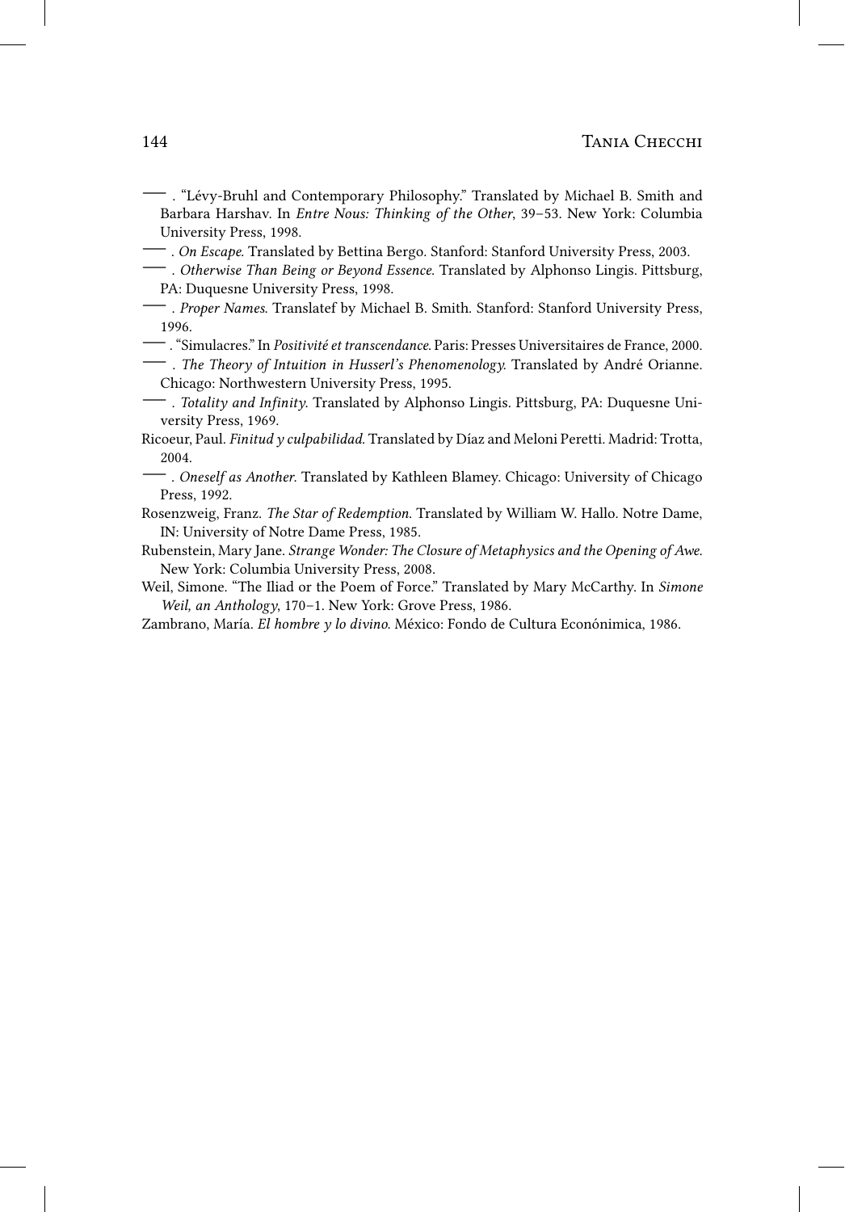——— . "Lévy-Bruhl and Contemporary Philosophy." Translated by Michael B. Smith and Barbara Harshav. In *Entre Nous: Thinking of the Other*, 39–53. New York: Columbia University Press, 1998.

——— . *On Escape*. Translated by Bettina Bergo. Stanford: Stanford University Press, 2003.

——— . *Otherwise Than Being or Beyond Essence*. Translated by Alphonso Lingis. Pittsburg, PA: Duquesne University Press, 1998.

——— . *Proper Names*. Translatef by Michael B. Smith. Stanford: Stanford University Press, 1996.

——— . "Simulacres." In *Positivité et transcendance*. Paris: Presses Universitaires de France, 2000.

——— . *The Theory of Intuition in Husserl's Phenomenology.* Translated by André Orianne. Chicago: Northwestern University Press, 1995.

——— . *Totality and Infinity*. Translated by Alphonso Lingis. Pittsburg, PA: Duquesne University Press, 1969.

Ricoeur, Paul. *Finitud y culpabilidad*. Translated by Díaz and Meloni Peretti. Madrid: Trotta, 2004.

——— . *Oneself as Another*. Translated by Kathleen Blamey. Chicago: University of Chicago Press, 1992.

Rosenzweig, Franz. *The Star of Redemption*. Translated by William W. Hallo. Notre Dame, IN: University of Notre Dame Press, 1985.

Rubenstein, Mary Jane. *Strange Wonder: The Closure of Metaphysics and the Opening of Awe*. New York: Columbia University Press, 2008.

Weil, Simone. "The Iliad or the Poem of Force." Translated by Mary McCarthy. In *Simone Weil, an Anthology*, 170–1. New York: Grove Press, 1986.

Zambrano, María. *El hombre y lo divino*. México: Fondo de Cultura Econónimica, 1986.